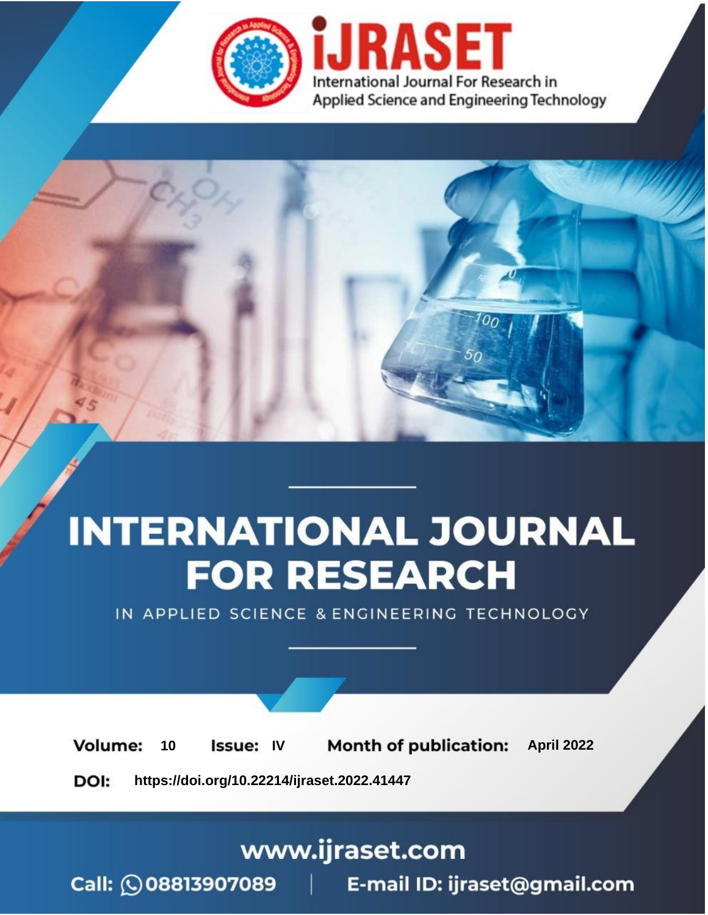# INTERNATIONAL JOURNAL FOR RESEARCH

IN APPLIED SCIENCE & ENGINEERING TECHNOLOGY

iJRASET

International Journal For Research in Applied Science and Engineering Technology

**Volume:** 10 **Issue:** IV **Month of publication:** April 2022

**DOI:** https://doi.org/10.22214/ijraset.2022.41447

www.ijraset.com

Call: 08813907089 | E-mail ID: ijraset@gmail.com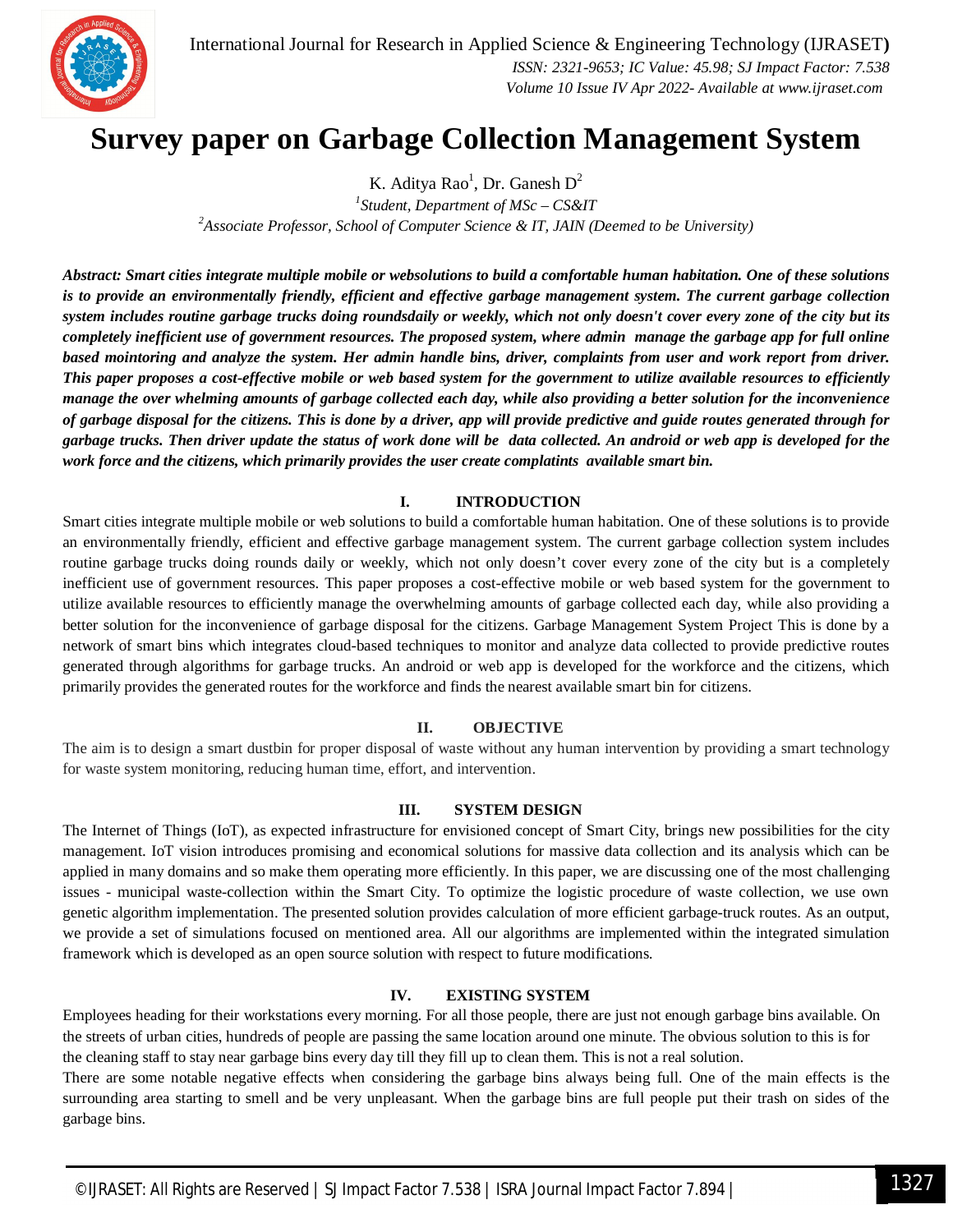# Survey paper on Garbage Collection Management System

K. Aditya Rao[1], Dr. Ganesh D[2]

[1]*Student, Department of MSc – CS&IT*

[2]*Associate Professor, School of Computer Science & IT, JAIN (Deemed to be University)*

***Abstract: Smart cities integrate multiple mobile or websolutions to build a comfortable human habitation. One of these solutions is to provide an environmentally friendly, efficient and effective garbage management system. The current garbage collection system includes routine garbage trucks doing roundsdaily or weekly, which not only doesn't cover every zone of the city but its completely inefficient use of government resources. The proposed system, where admin manage the garbage app for full online based mointoring and analyze the system. Her admin handle bins, driver, complaints from user and work report from driver. This paper proposes a cost-effective mobile or web based system for the government to utilize available resources to efficiently manage the over whelming amounts of garbage collected each day, while also providing a better solution for the inconvenience of garbage disposal for the citizens. This is done by a driver, app will provide predictive and guide routes generated through for garbage trucks. Then driver update the status of work done will be data collected. An android or web app is developed for the work force and the citizens, which primarily provides the user create complatints available smart bin.***

## I. INTRODUCTION

Smart cities integrate multiple mobile or web solutions to build a comfortable human habitation. One of these solutions is to provide an environmentally friendly, efficient and effective garbage management system. The current garbage collection system includes routine garbage trucks doing rounds daily or weekly, which not only doesn't cover every zone of the city but is a completely inefficient use of government resources. This paper proposes a cost-effective mobile or web based system for the government to utilize available resources to efficiently manage the overwhelming amounts of garbage collected each day, while also providing a better solution for the inconvenience of garbage disposal for the citizens. Garbage Management System Project This is done by a network of smart bins which integrates cloud-based techniques to monitor and analyze data collected to provide predictive routes generated through algorithms for garbage trucks. An android or web app is developed for the workforce and the citizens, which primarily provides the generated routes for the workforce and finds the nearest available smart bin for citizens.

## II. OBJECTIVE

The aim is to design a smart dustbin for proper disposal of waste without any human intervention by providing a smart technology for waste system monitoring, reducing human time, effort, and intervention.

## III. SYSTEM DESIGN

The Internet of Things (IoT), as expected infrastructure for envisioned concept of Smart City, brings new possibilities for the city management. IoT vision introduces promising and economical solutions for massive data collection and its analysis which can be applied in many domains and so make them operating more efficiently. In this paper, we are discussing one of the most challenging issues - municipal waste-collection within the Smart City. To optimize the logistic procedure of waste collection, we use own genetic algorithm implementation. The presented solution provides calculation of more efficient garbage-truck routes. As an output, we provide a set of simulations focused on mentioned area. All our algorithms are implemented within the integrated simulation framework which is developed as an open source solution with respect to future modifications.

## IV. EXISTING SYSTEM

Employees heading for their workstations every morning. For all those people, there are just not enough garbage bins available. On the streets of urban cities, hundreds of people are passing the same location around one minute. The obvious solution to this is for the cleaning staff to stay near garbage bins every day till they fill up to clean them. This is not a real solution.

There are some notable negative effects when considering the garbage bins always being full. One of the main effects is the surrounding area starting to smell and be very unpleasant. When the garbage bins are full people put their trash on sides of the garbage bins.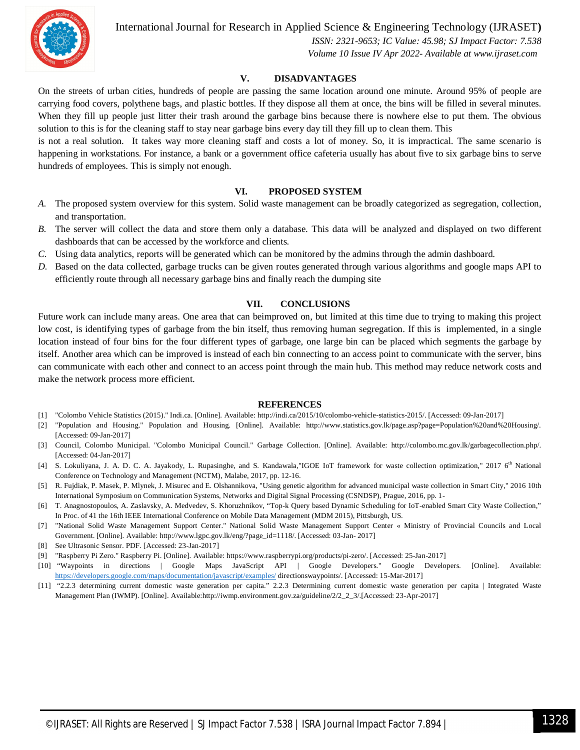## V. DISADVANTAGES

On the streets of urban cities, hundreds of people are passing the same location around one minute. Around 95% of people are carrying food covers, polythene bags, and plastic bottles. If they dispose all them at once, the bins will be filled in several minutes. When they fill up people just litter their trash around the garbage bins because there is nowhere else to put them. The obvious solution to this is for the cleaning staff to stay near garbage bins every day till they fill up to clean them. This is not a real solution. It takes way more cleaning staff and costs a lot of money. So, it is impractical. The same scenario is happening in workstations. For instance, a bank or a government office cafeteria usually has about five to six garbage bins to serve hundreds of employees. This is simply not enough.

## VI. PROPOSED SYSTEM

*A.* The proposed system overview for this system. Solid waste management can be broadly categorized as segregation, collection, and transportation.

*B.* The server will collect the data and store them only a database. This data will be analyzed and displayed on two different dashboards that can be accessed by the workforce and clients.

*C.* Using data analytics, reports will be generated which can be monitored by the admins through the admin dashboard.

*D.* Based on the data collected, garbage trucks can be given routes generated through various algorithms and google maps API to efficiently route through all necessary garbage bins and finally reach the dumping site

## VII. CONCLUSIONS

Future work can include many areas. One area that can beimproved on, but limited at this time due to trying to making this project low cost, is identifying types of garbage from the bin itself, thus removing human segregation. If this is implemented, in a single location instead of four bins for the four different types of garbage, one large bin can be placed which segments the garbage by itself. Another area which can be improved is instead of each bin connecting to an access point to communicate with the server, bins can communicate with each other and connect to an access point through the main hub. This method may reduce network costs and make the network process more efficient.

## REFERENCES

[1] "Colombo Vehicle Statistics (2015)." Indi.ca. [Online]. Available: http://indi.ca/2015/10/colombo-vehicle-statistics-2015/. [Accessed: 09-Jan-2017]

[2] "Population and Housing." Population and Housing. [Online]. Available: http://www.statistics.gov.lk/page.asp?page=Population%20and%20Housing/. [Accessed: 09-Jan-2017]

[3] Council, Colombo Municipal. "Colombo Municipal Council." Garbage Collection. [Online]. Available: http://colombo.mc.gov.lk/garbagecollection.php/. [Accessed: 04-Jan-2017]

[4] S. Lokuliyana, J. A. D. C. A. Jayakody, L. Rupasinghe, and S. Kandawala,"IGOE IoT framework for waste collection optimization," 2017 6th National Conference on Technology and Management (NCTM), Malabe, 2017, pp. 12-16.

[5] R. Fujdiak, P. Masek, P. Mlynek, J. Misurec and E. Olshannikova, "Using genetic algorithm for advanced municipal waste collection in Smart City," 2016 10th International Symposium on Communication Systems, Networks and Digital Signal Processing (CSNDSP), Prague, 2016, pp. 1-

[6] T. Anagnostopoulos, A. Zaslavsky, A. Medvedev, S. Khoruzhnikov, “Top-k Query based Dynamic Scheduling for IoT-enabled Smart City Waste Collection,” In Proc. of 41 the 16th IEEE International Conference on Mobile Data Management (MDM 2015), Pittsburgh, US.

[7] "National Solid Waste Management Support Center." National Solid Waste Management Support Center « Ministry of Provincial Councils and Local Government. [Online]. Available: http://www.lgpc.gov.lk/eng/?page_id=1118/. [Accessed: 03-Jan- 2017]

[8] See Ultrasonic Sensor. PDF. [Accessed: 23-Jan-2017]

[9] "Raspberry Pi Zero." Raspberry Pi. [Online]. Available: https://www.raspberrypi.org/products/pi-zero/. [Accessed: 25-Jan-2017]

[10] “Waypoints in directions | Google Maps JavaScript API | Google Developers." Google Developers. [Online]. Available: https://developers.google.com/maps/documentation/javascript/examples/ directionswaypoints/. [Accessed: 15-Mar-2017]

[11] “2.2.3 determining current domestic waste generation per capita.” 2.2.3 Determining current domestic waste generation per capita | Integrated Waste Management Plan (IWMP). [Online]. Available:http://iwmp.environment.gov.za/guideline/2/2_2_3/.[Accessed: 23-Apr-2017]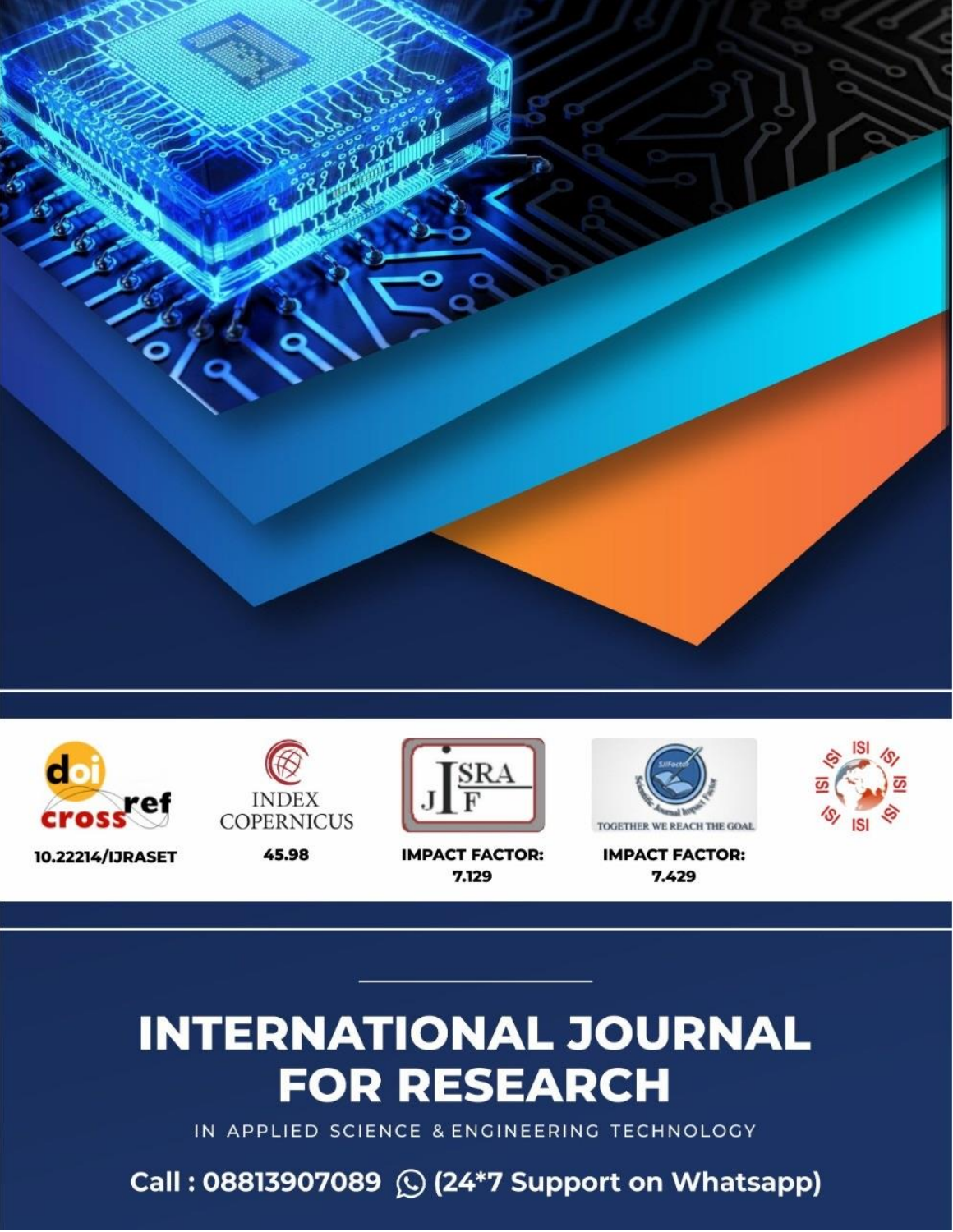10.22214/IJRASET

INDEX COPERNICUS

45.98

IMPACT FACTOR: 7.129

IMPACT FACTOR: 7.429

# INTERNATIONAL JOURNAL FOR RESEARCH

IN APPLIED SCIENCE & ENGINEERING TECHNOLOGY

Call : 08813907089 (24*7 Support on Whatsapp)